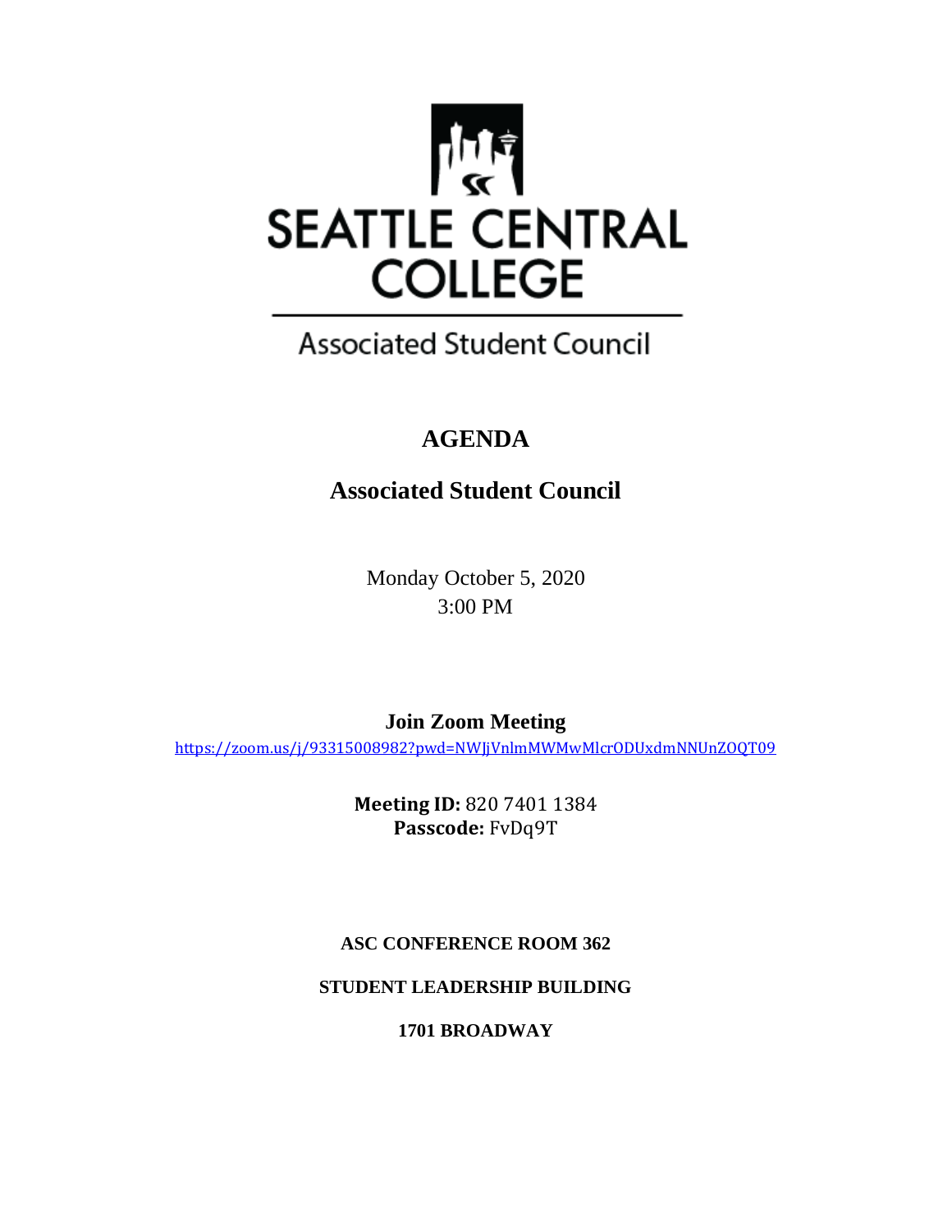SEATTLE CENTRAL COLLEGE

Associated Student Council

# AGENDA

## Associated Student Council

Monday October 5, 2020
3:00 PM

**Join Zoom Meeting**
https://zoom.us/j/93315008982?pwd=NWJjVnlmMWMwMlcrODUxdmNNUnZOQT09

**Meeting ID:** 820 7401 1384
**Passcode:** FvDq9T

**ASC CONFERENCE ROOM 362**

**STUDENT LEADERSHIP BUILDING**

**1701 BROADWAY**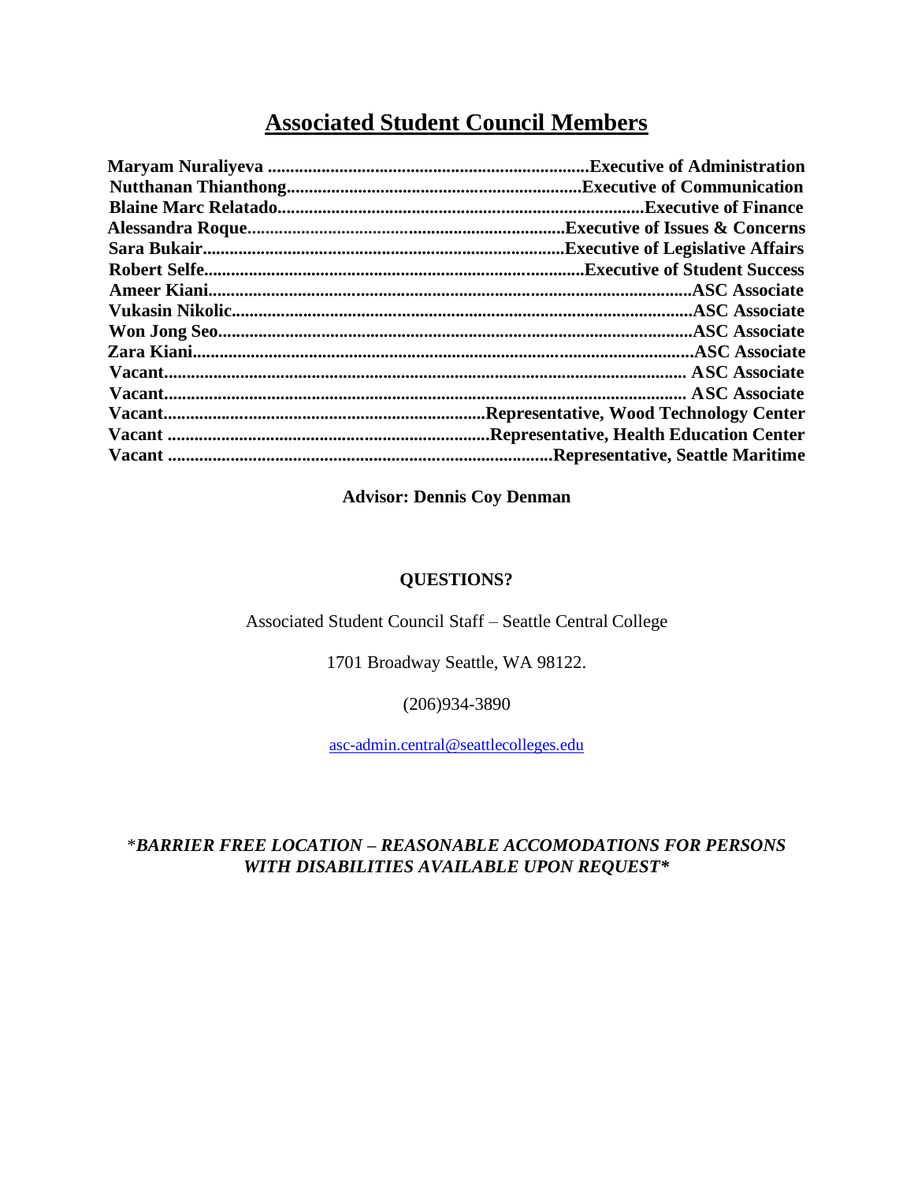## Associated Student Council Members

**Maryam Nuraliyeva .......................................................................Executive of Administration**
**Nutthanan Thianthong..................................................................Executive of Communication**
**Blaine Marc Relatado.................................................................................Executive of Finance**
**Alessandra Roque.......................................................................Executive of Issues & Concerns**
**Sara Bukair.................................................................................Executive of Legislative Affairs**
**Robert Selfe....................................................................................Executive of Student Success**
**Ameer Kiani...........................................................................................................ASC Associate**
**Vukasin Nikolic.....................................................................................................ASC Associate**
**Won Jong Seo.........................................................................................................ASC Associate**
**Zara Kiani..............................................................................................................ASC Associate**
**Vacant................................................................................................................... ASC Associate**
**Vacant................................................................................................................... ASC Associate**
**Vacant.......................................................................Representative, Wood Technology Center**
**Vacant .......................................................................Representative, Health Education Center**
**Vacant ....................................................................................Representative, Seattle Maritime**

**Advisor: Dennis Coy Denman**

**QUESTIONS?**

Associated Student Council Staff – Seattle Central College

1701 Broadway Seattle, WA 98122.

(206)934-3890

asc-admin.central@seattlecolleges.edu

**\****BARRIER FREE LOCATION – REASONABLE ACCOMODATIONS FOR PERSONS WITH DISABILITIES AVAILABLE UPON REQUEST\****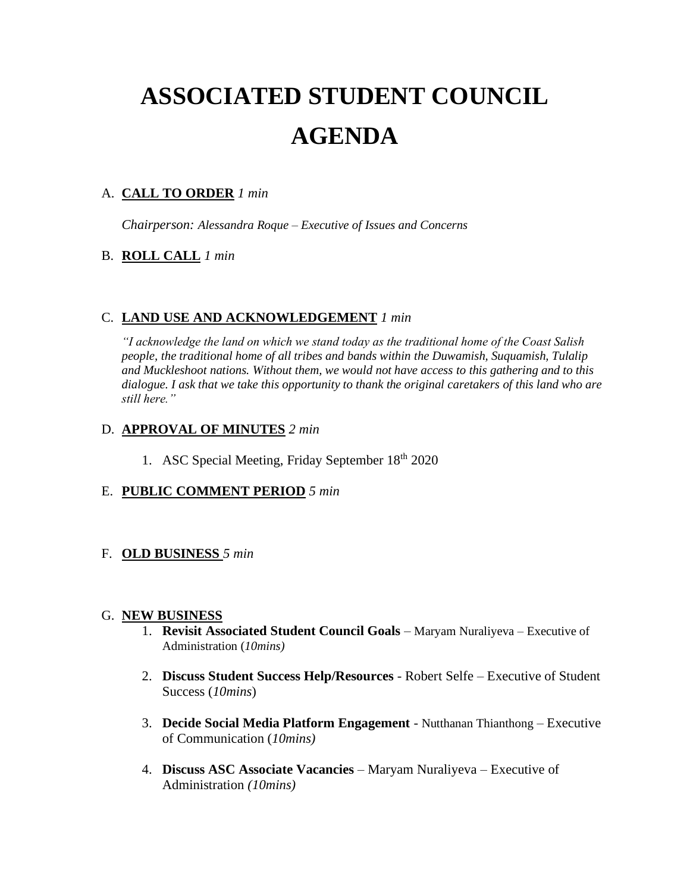# ASSOCIATED STUDENT COUNCIL AGENDA

A. **CALL TO ORDER** *1 min*

*Chairperson: Alessandra Roque – Executive of Issues and Concerns*

B. **ROLL CALL** *1 min*

C. **LAND USE AND ACKNOWLEDGEMENT** *1 min*

*"I acknowledge the land on which we stand today as the traditional home of the Coast Salish people, the traditional home of all tribes and bands within the Duwamish, Suquamish, Tulalip and Muckleshoot nations. Without them, we would not have access to this gathering and to this dialogue. I ask that we take this opportunity to thank the original caretakers of this land who are still here."*

D. **APPROVAL OF MINUTES** *2 min*

1. ASC Special Meeting, Friday September 18th 2020

E. **PUBLIC COMMENT PERIOD** *5 min*

F. **OLD BUSINESS** *5 min*

G. **NEW BUSINESS**

1. **Revisit Associated Student Council Goals** – Maryam Nuraliyeva – Executive of Administration (*10mins)*
2. **Discuss Student Success Help/Resources** - Robert Selfe – Executive of Student Success (*10mins*)
3. **Decide Social Media Platform Engagement** - Nutthanan Thianthong – Executive of Communication (*10mins)*
4. **Discuss ASC Associate Vacancies** – Maryam Nuraliyeva – Executive of Administration *(10mins)*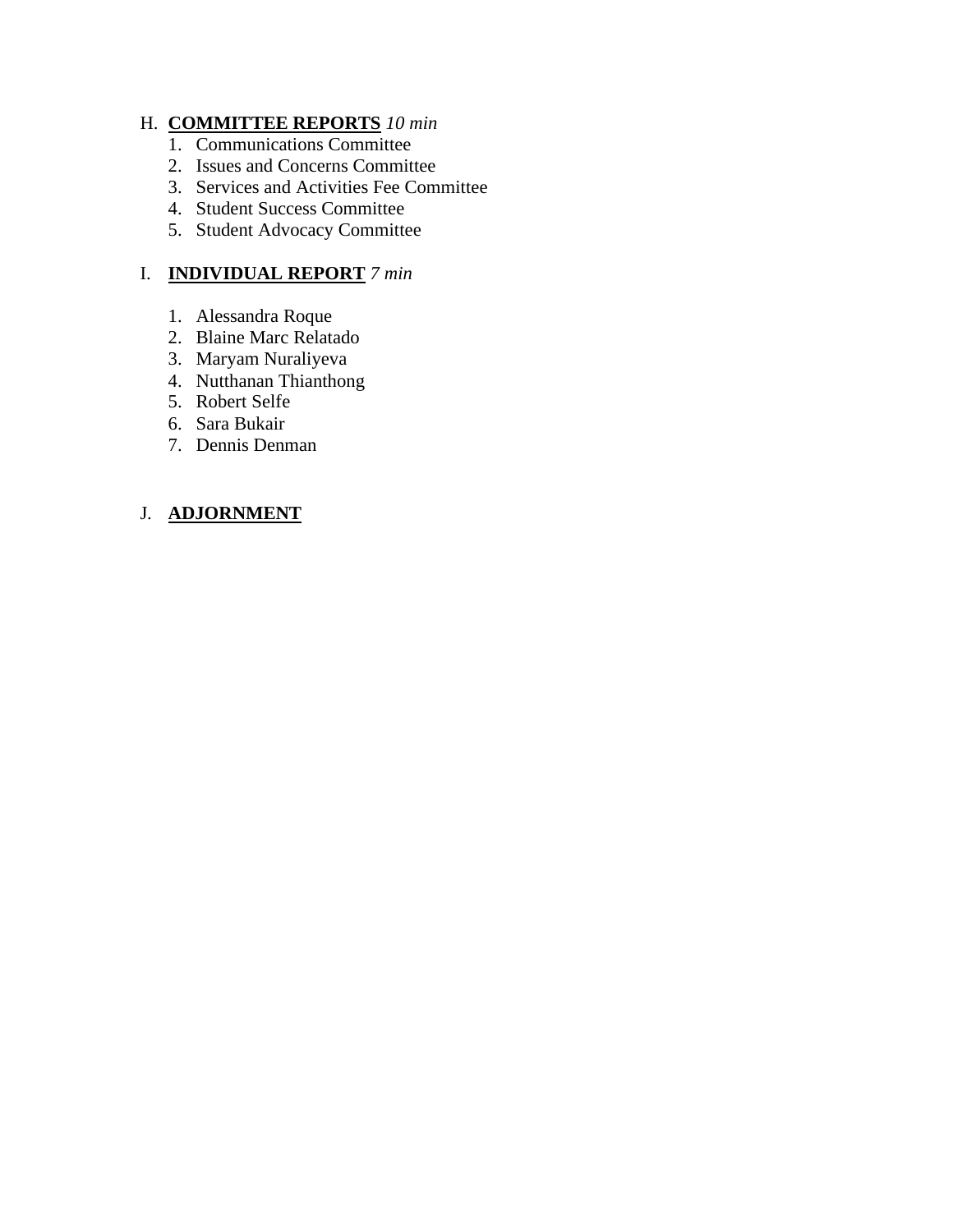H. **COMMITTEE REPORTS** *10 min*

1. Communications Committee
2. Issues and Concerns Committee
3. Services and Activities Fee Committee
4. Student Success Committee
5. Student Advocacy Committee

I. **INDIVIDUAL REPORT** *7 min*

1. Alessandra Roque
2. Blaine Marc Relatado
3. Maryam Nuraliyeva
4. Nutthanan Thianthong
5. Robert Selfe
6. Sara Bukair
7. Dennis Denman

J. **ADJOURNMENT**